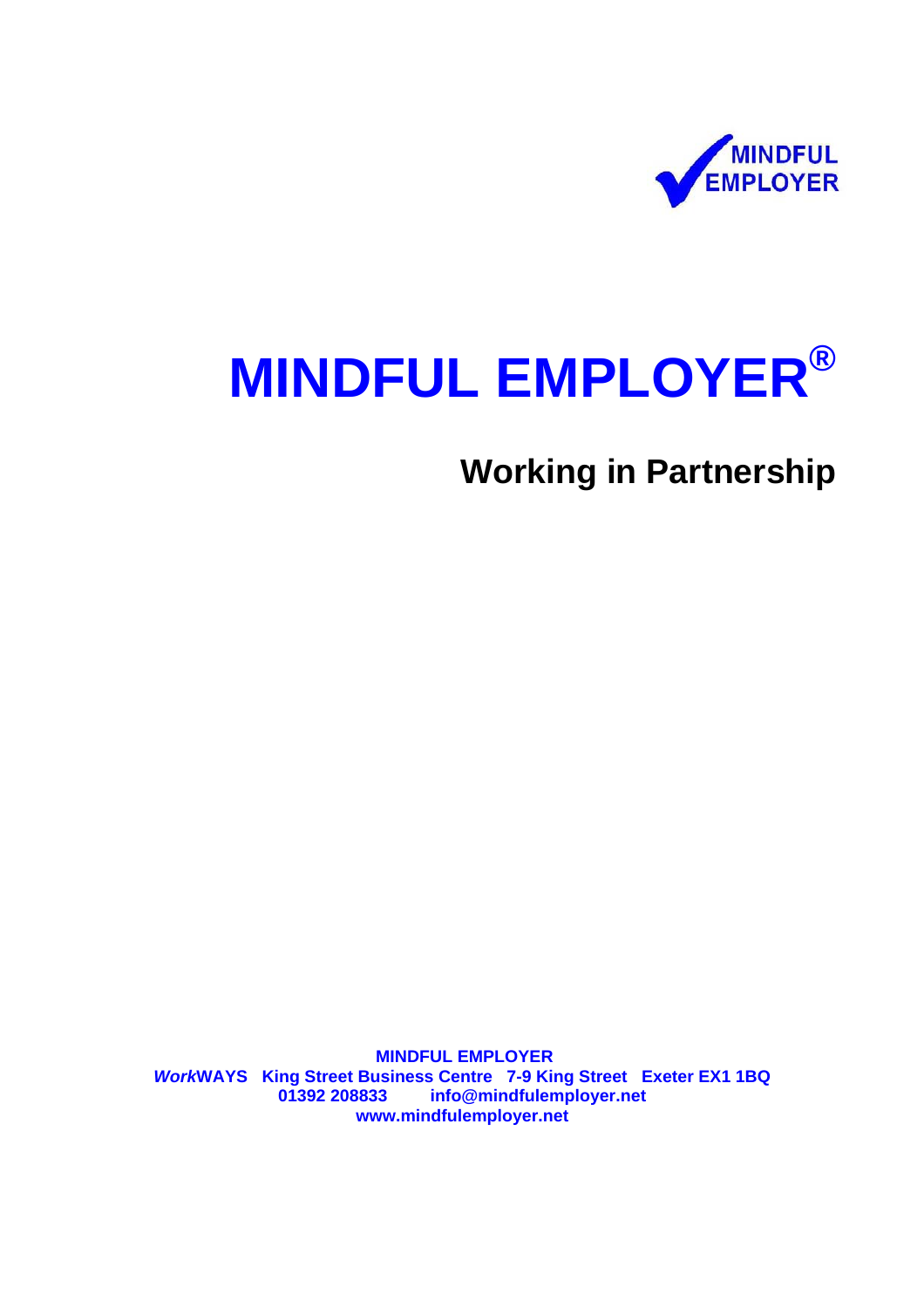MINDFUL EMPLOYER

# MINDFUL EMPLOYER®

## Working in Partnership

**MINDFUL EMPLOYER**
***Work*WAYS King Street Business Centre 7-9 King Street Exeter EX1 1BQ**
**01392 208833 info@mindfulemployer.net**
**www.mindfulemployer.net**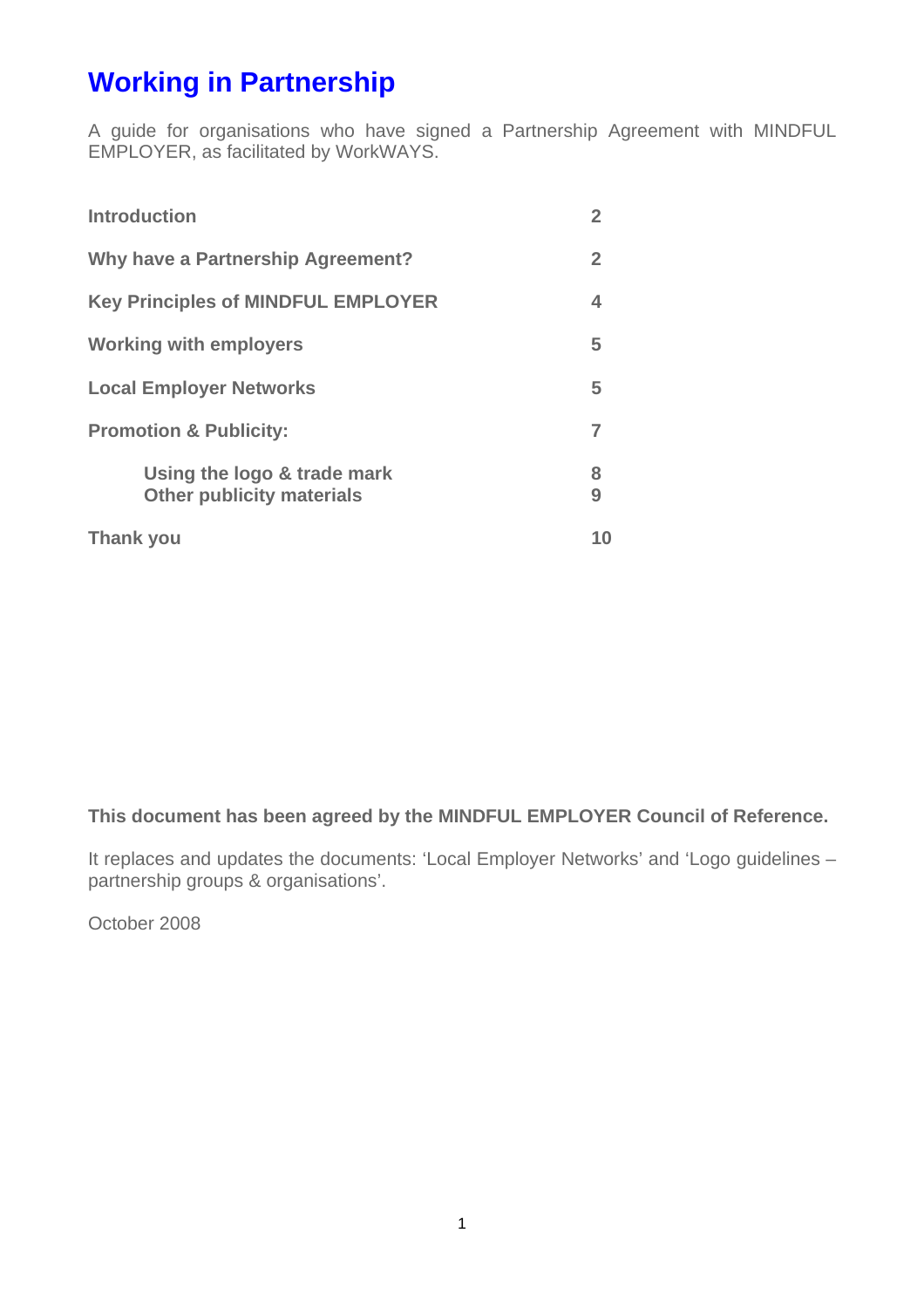# Working in Partnership

A guide for organisations who have signed a Partnership Agreement with MINDFUL EMPLOYER, as facilitated by WorkWAYS.

| | |
|---|---|
| **Introduction** | **2** |
| **Why have a Partnership Agreement?** | **2** |
| **Key Principles of MINDFUL EMPLOYER** | **4** |
| **Working with employers** | **5** |
| **Local Employer Networks** | **5** |
| **Promotion & Publicity:** | **7** |
| &nbsp;&nbsp;&nbsp;&nbsp;**Using the logo & trade mark** | **8** |
| &nbsp;&nbsp;&nbsp;&nbsp;**Other publicity materials** | **9** |
| **Thank you** | **10** |

**This document has been agreed by the MINDFUL EMPLOYER Council of Reference.**

It replaces and updates the documents: 'Local Employer Networks' and 'Logo guidelines – partnership groups & organisations'.

October 2008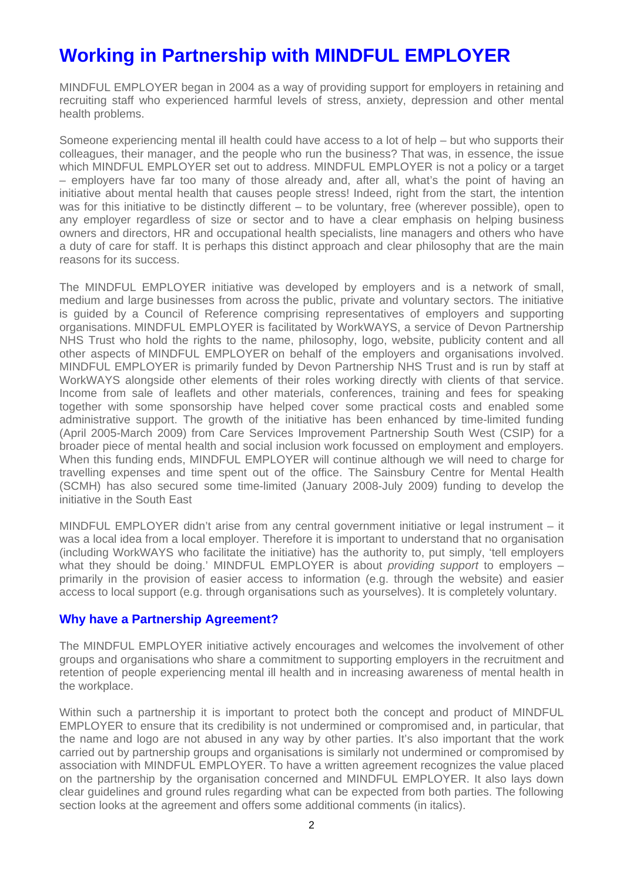# Working in Partnership with MINDFUL EMPLOYER

MINDFUL EMPLOYER began in 2004 as a way of providing support for employers in retaining and recruiting staff who experienced harmful levels of stress, anxiety, depression and other mental health problems.

Someone experiencing mental ill health could have access to a lot of help – but who supports their colleagues, their manager, and the people who run the business? That was, in essence, the issue which MINDFUL EMPLOYER set out to address. MINDFUL EMPLOYER is not a policy or a target – employers have far too many of those already and, after all, what's the point of having an initiative about mental health that causes people stress! Indeed, right from the start, the intention was for this initiative to be distinctly different – to be voluntary, free (wherever possible), open to any employer regardless of size or sector and to have a clear emphasis on helping business owners and directors, HR and occupational health specialists, line managers and others who have a duty of care for staff. It is perhaps this distinct approach and clear philosophy that are the main reasons for its success.

The MINDFUL EMPLOYER initiative was developed by employers and is a network of small, medium and large businesses from across the public, private and voluntary sectors. The initiative is guided by a Council of Reference comprising representatives of employers and supporting organisations. MINDFUL EMPLOYER is facilitated by WorkWAYS, a service of Devon Partnership NHS Trust who hold the rights to the name, philosophy, logo, website, publicity content and all other aspects of MINDFUL EMPLOYER on behalf of the employers and organisations involved. MINDFUL EMPLOYER is primarily funded by Devon Partnership NHS Trust and is run by staff at WorkWAYS alongside other elements of their roles working directly with clients of that service. Income from sale of leaflets and other materials, conferences, training and fees for speaking together with some sponsorship have helped cover some practical costs and enabled some administrative support. The growth of the initiative has been enhanced by time-limited funding (April 2005-March 2009) from Care Services Improvement Partnership South West (CSIP) for a broader piece of mental health and social inclusion work focussed on employment and employers. When this funding ends, MINDFUL EMPLOYER will continue although we will need to charge for travelling expenses and time spent out of the office. The Sainsbury Centre for Mental Health (SCMH) has also secured some time-limited (January 2008-July 2009) funding to develop the initiative in the South East

MINDFUL EMPLOYER didn't arise from any central government initiative or legal instrument – it was a local idea from a local employer. Therefore it is important to understand that no organisation (including WorkWAYS who facilitate the initiative) has the authority to, put simply, 'tell employers what they should be doing.' MINDFUL EMPLOYER is about *providing support* to employers – primarily in the provision of easier access to information (e.g. through the website) and easier access to local support (e.g. through organisations such as yourselves). It is completely voluntary.

## Why have a Partnership Agreement?

The MINDFUL EMPLOYER initiative actively encourages and welcomes the involvement of other groups and organisations who share a commitment to supporting employers in the recruitment and retention of people experiencing mental ill health and in increasing awareness of mental health in the workplace.

Within such a partnership it is important to protect both the concept and product of MINDFUL EMPLOYER to ensure that its credibility is not undermined or compromised and, in particular, that the name and logo are not abused in any way by other parties. It's also important that the work carried out by partnership groups and organisations is similarly not undermined or compromised by association with MINDFUL EMPLOYER. To have a written agreement recognizes the value placed on the partnership by the organisation concerned and MINDFUL EMPLOYER. It also lays down clear guidelines and ground rules regarding what can be expected from both parties. The following section looks at the agreement and offers some additional comments (in italics).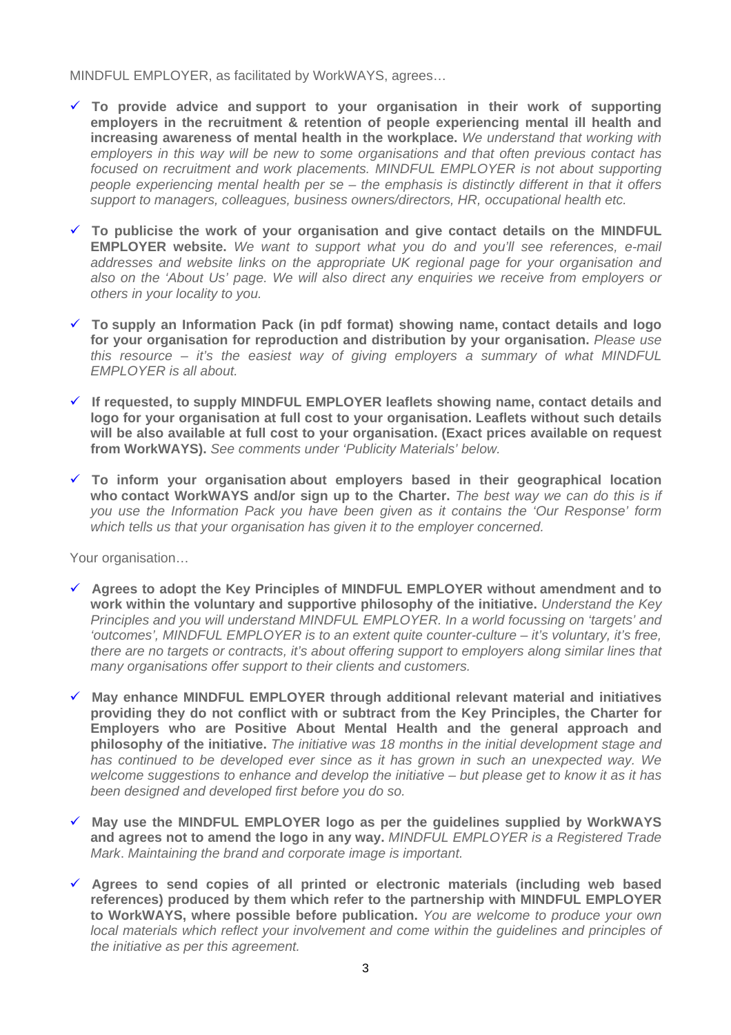MINDFUL EMPLOYER, as facilitated by WorkWAYS, agrees…

- ✓ **To provide advice and support to your organisation in their work of supporting employers in the recruitment & retention of people experiencing mental ill health and increasing awareness of mental health in the workplace.** *We understand that working with employers in this way will be new to some organisations and that often previous contact has focused on recruitment and work placements. MINDFUL EMPLOYER is not about supporting people experiencing mental health per se – the emphasis is distinctly different in that it offers support to managers, colleagues, business owners/directors, HR, occupational health etc.*

- ✓ **To publicise the work of your organisation and give contact details on the MINDFUL EMPLOYER website.** *We want to support what you do and you'll see references, e-mail addresses and website links on the appropriate UK regional page for your organisation and also on the 'About Us' page. We will also direct any enquiries we receive from employers or others in your locality to you.*

- ✓ **To supply an Information Pack (in pdf format) showing name, contact details and logo for your organisation for reproduction and distribution by your organisation.** *Please use this resource – it's the easiest way of giving employers a summary of what MINDFUL EMPLOYER is all about.*

- ✓ **If requested, to supply MINDFUL EMPLOYER leaflets showing name, contact details and logo for your organisation at full cost to your organisation. Leaflets without such details will be also available at full cost to your organisation. (Exact prices available on request from WorkWAYS).** *See comments under 'Publicity Materials' below.*

- ✓ **To inform your organisation about employers based in their geographical location who contact WorkWAYS and/or sign up to the Charter.** *The best way we can do this is if you use the Information Pack you have been given as it contains the 'Our Response' form which tells us that your organisation has given it to the employer concerned.*

Your organisation…

- ✓ **Agrees to adopt the Key Principles of MINDFUL EMPLOYER without amendment and to work within the voluntary and supportive philosophy of the initiative.** *Understand the Key Principles and you will understand MINDFUL EMPLOYER. In a world focussing on 'targets' and 'outcomes', MINDFUL EMPLOYER is to an extent quite counter-culture – it's voluntary, it's free, there are no targets or contracts, it's about offering support to employers along similar lines that many organisations offer support to their clients and customers.*

- ✓ **May enhance MINDFUL EMPLOYER through additional relevant material and initiatives providing they do not conflict with or subtract from the Key Principles, the Charter for Employers who are Positive About Mental Health and the general approach and philosophy of the initiative.** *The initiative was 18 months in the initial development stage and has continued to be developed ever since as it has grown in such an unexpected way. We welcome suggestions to enhance and develop the initiative – but please get to know it as it has been designed and developed first before you do so.*

- ✓ **May use the MINDFUL EMPLOYER logo as per the guidelines supplied by WorkWAYS and agrees not to amend the logo in any way.** *MINDFUL EMPLOYER is a Registered Trade Mark. Maintaining the brand and corporate image is important.*

- ✓ **Agrees to send copies of all printed or electronic materials (including web based references) produced by them which refer to the partnership with MINDFUL EMPLOYER to WorkWAYS, where possible before publication.** *You are welcome to produce your own local materials which reflect your involvement and come within the guidelines and principles of the initiative as per this agreement.*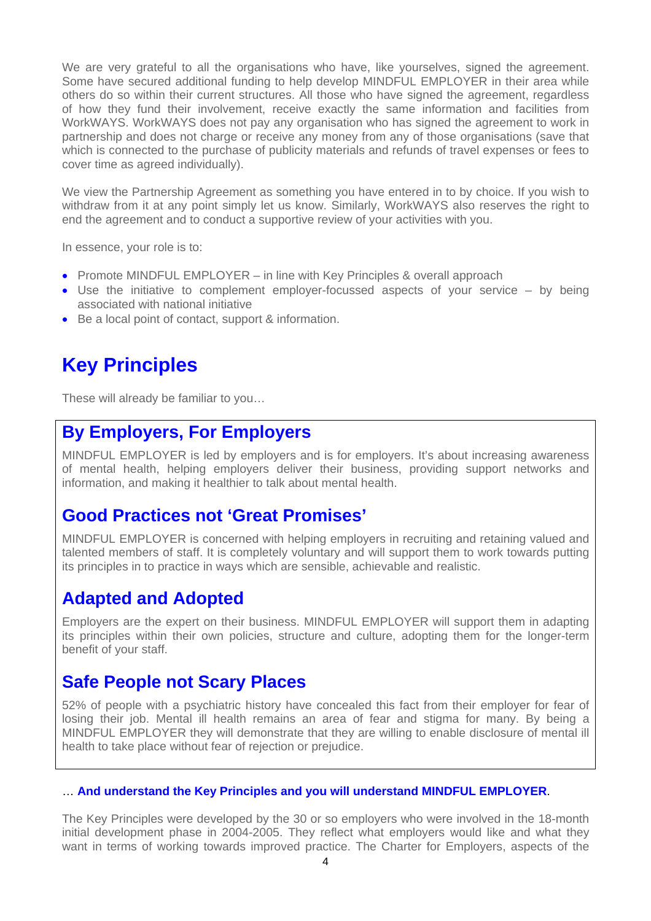We are very grateful to all the organisations who have, like yourselves, signed the agreement. Some have secured additional funding to help develop MINDFUL EMPLOYER in their area while others do so within their current structures. All those who have signed the agreement, regardless of how they fund their involvement, receive exactly the same information and facilities from WorkWAYS. WorkWAYS does not pay any organisation who has signed the agreement to work in partnership and does not charge or receive any money from any of those organisations (save that which is connected to the purchase of publicity materials and refunds of travel expenses or fees to cover time as agreed individually).

We view the Partnership Agreement as something you have entered in to by choice. If you wish to withdraw from it at any point simply let us know. Similarly, WorkWAYS also reserves the right to end the agreement and to conduct a supportive review of your activities with you.

In essence, your role is to:

- Promote MINDFUL EMPLOYER – in line with Key Principles & overall approach
- Use the initiative to complement employer-focussed aspects of your service – by being associated with national initiative
- Be a local point of contact, support & information.

# Key Principles

These will already be familiar to you…

## By Employers, For Employers

MINDFUL EMPLOYER is led by employers and is for employers. It's about increasing awareness of mental health, helping employers deliver their business, providing support networks and information, and making it healthier to talk about mental health.

## Good Practices not 'Great Promises'

MINDFUL EMPLOYER is concerned with helping employers in recruiting and retaining valued and talented members of staff. It is completely voluntary and will support them to work towards putting its principles in to practice in ways which are sensible, achievable and realistic.

## Adapted and Adopted

Employers are the expert on their business. MINDFUL EMPLOYER will support them in adapting its principles within their own policies, structure and culture, adopting them for the longer-term benefit of your staff.

## Safe People not Scary Places

52% of people with a psychiatric history have concealed this fact from their employer for fear of losing their job. Mental ill health remains an area of fear and stigma for many. By being a MINDFUL EMPLOYER they will demonstrate that they are willing to enable disclosure of mental ill health to take place without fear of rejection or prejudice.

… **And understand the Key Principles and you will understand MINDFUL EMPLOYER**.

The Key Principles were developed by the 30 or so employers who were involved in the 18-month initial development phase in 2004-2005. They reflect what employers would like and what they want in terms of working towards improved practice. The Charter for Employers, aspects of the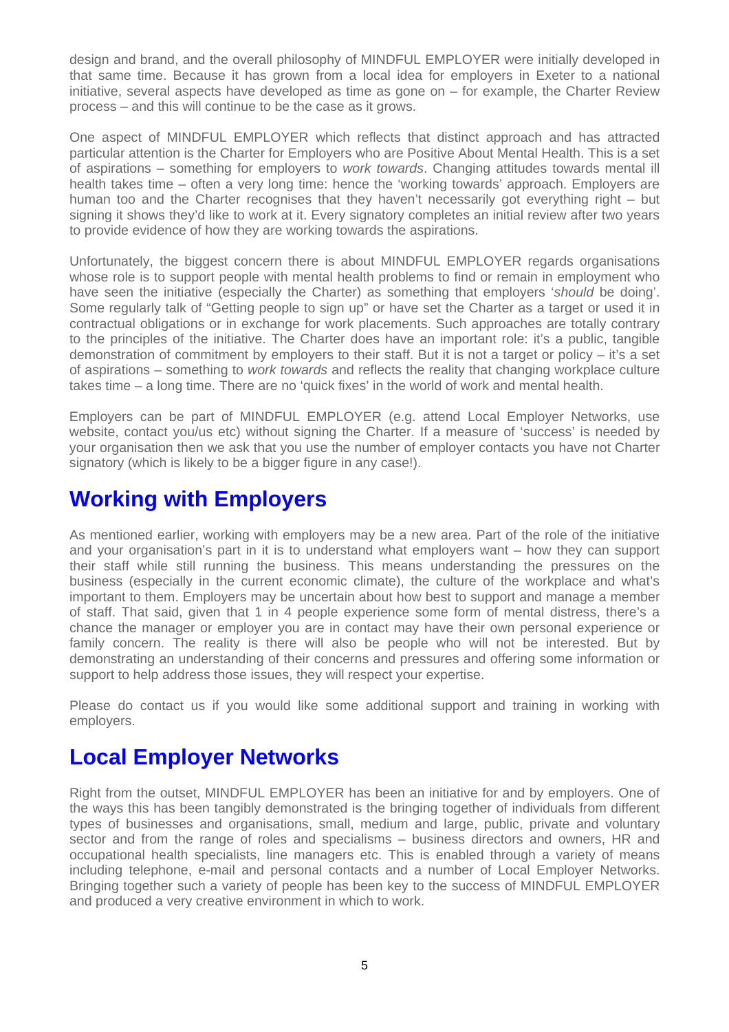design and brand, and the overall philosophy of MINDFUL EMPLOYER were initially developed in that same time. Because it has grown from a local idea for employers in Exeter to a national initiative, several aspects have developed as time as gone on – for example, the Charter Review process – and this will continue to be the case as it grows.

One aspect of MINDFUL EMPLOYER which reflects that distinct approach and has attracted particular attention is the Charter for Employers who are Positive About Mental Health. This is a set of aspirations – something for employers to *work towards*. Changing attitudes towards mental ill health takes time – often a very long time: hence the 'working towards' approach. Employers are human too and the Charter recognises that they haven't necessarily got everything right – but signing it shows they'd like to work at it. Every signatory completes an initial review after two years to provide evidence of how they are working towards the aspirations.

Unfortunately, the biggest concern there is about MINDFUL EMPLOYER regards organisations whose role is to support people with mental health problems to find or remain in employment who have seen the initiative (especially the Charter) as something that employers '*should* be doing'. Some regularly talk of "Getting people to sign up" or have set the Charter as a target or used it in contractual obligations or in exchange for work placements. Such approaches are totally contrary to the principles of the initiative. The Charter does have an important role: it's a public, tangible demonstration of commitment by employers to their staff. But it is not a target or policy – it's a set of aspirations – something to *work towards* and reflects the reality that changing workplace culture takes time – a long time. There are no 'quick fixes' in the world of work and mental health.

Employers can be part of MINDFUL EMPLOYER (e.g. attend Local Employer Networks, use website, contact you/us etc) without signing the Charter. If a measure of 'success' is needed by your organisation then we ask that you use the number of employer contacts you have not Charter signatory (which is likely to be a bigger figure in any case!).

## Working with Employers

As mentioned earlier, working with employers may be a new area. Part of the role of the initiative and your organisation's part in it is to understand what employers want – how they can support their staff while still running the business. This means understanding the pressures on the business (especially in the current economic climate), the culture of the workplace and what's important to them. Employers may be uncertain about how best to support and manage a member of staff. That said, given that 1 in 4 people experience some form of mental distress, there's a chance the manager or employer you are in contact may have their own personal experience or family concern. The reality is there will also be people who will not be interested. But by demonstrating an understanding of their concerns and pressures and offering some information or support to help address those issues, they will respect your expertise.

Please do contact us if you would like some additional support and training in working with employers.

## Local Employer Networks

Right from the outset, MINDFUL EMPLOYER has been an initiative for and by employers. One of the ways this has been tangibly demonstrated is the bringing together of individuals from different types of businesses and organisations, small, medium and large, public, private and voluntary sector and from the range of roles and specialisms – business directors and owners, HR and occupational health specialists, line managers etc. This is enabled through a variety of means including telephone, e-mail and personal contacts and a number of Local Employer Networks. Bringing together such a variety of people has been key to the success of MINDFUL EMPLOYER and produced a very creative environment in which to work.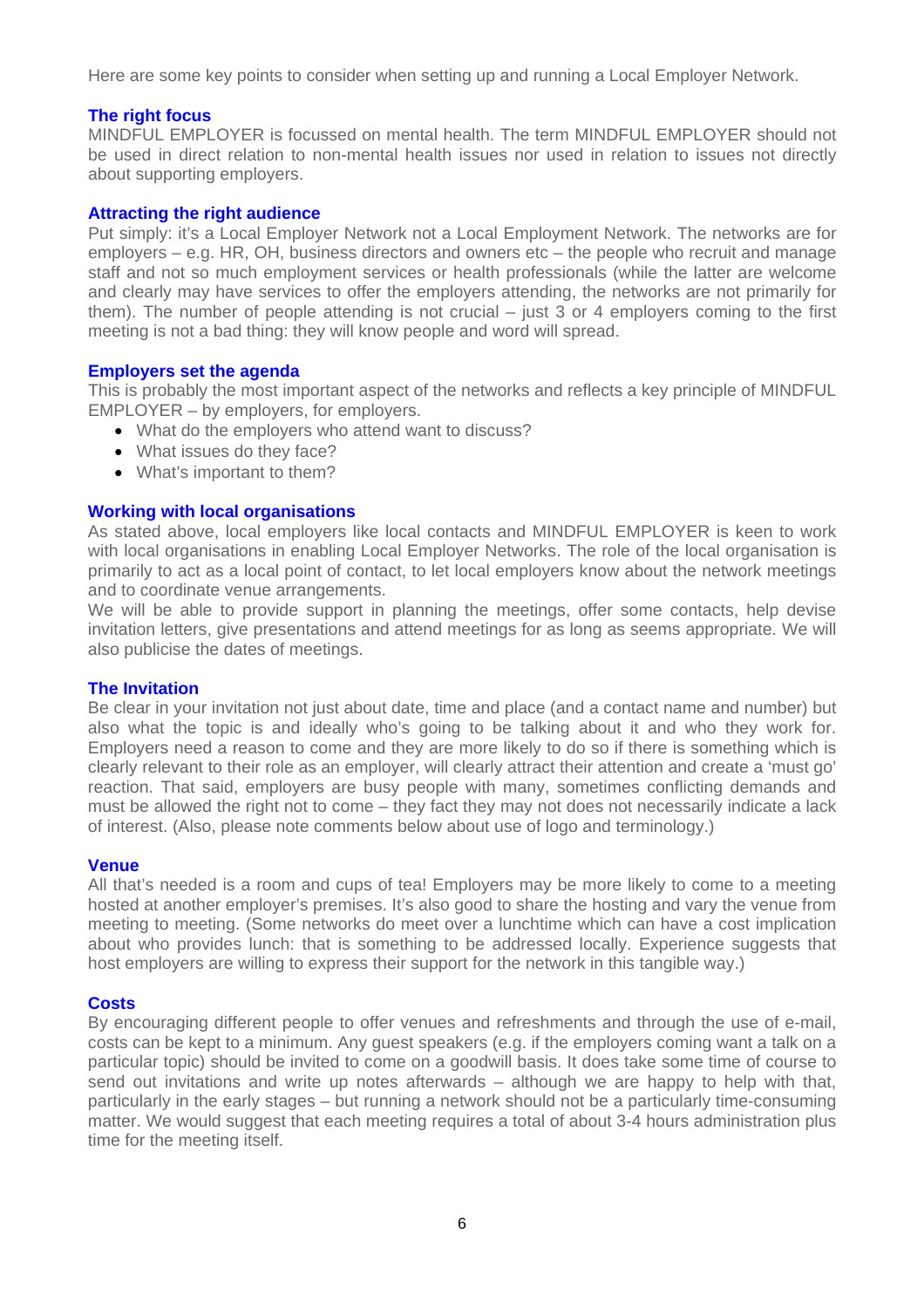Here are some key points to consider when setting up and running a Local Employer Network.

### The right focus

MINDFUL EMPLOYER is focussed on mental health. The term MINDFUL EMPLOYER should not be used in direct relation to non-mental health issues nor used in relation to issues not directly about supporting employers.

### Attracting the right audience

Put simply: it's a Local Employer Network not a Local Employment Network. The networks are for employers – e.g. HR, OH, business directors and owners etc – the people who recruit and manage staff and not so much employment services or health professionals (while the latter are welcome and clearly may have services to offer the employers attending, the networks are not primarily for them). The number of people attending is not crucial – just 3 or 4 employers coming to the first meeting is not a bad thing: they will know people and word will spread.

### Employers set the agenda

This is probably the most important aspect of the networks and reflects a key principle of MINDFUL EMPLOYER – by employers, for employers.

- What do the employers who attend want to discuss?
- What issues do they face?
- What's important to them?

### Working with local organisations

As stated above, local employers like local contacts and MINDFUL EMPLOYER is keen to work with local organisations in enabling Local Employer Networks. The role of the local organisation is primarily to act as a local point of contact, to let local employers know about the network meetings and to coordinate venue arrangements.

We will be able to provide support in planning the meetings, offer some contacts, help devise invitation letters, give presentations and attend meetings for as long as seems appropriate. We will also publicise the dates of meetings.

### The Invitation

Be clear in your invitation not just about date, time and place (and a contact name and number) but also what the topic is and ideally who's going to be talking about it and who they work for. Employers need a reason to come and they are more likely to do so if there is something which is clearly relevant to their role as an employer, will clearly attract their attention and create a 'must go' reaction. That said, employers are busy people with many, sometimes conflicting demands and must be allowed the right not to come – they fact they may not does not necessarily indicate a lack of interest. (Also, please note comments below about use of logo and terminology.)

### Venue

All that's needed is a room and cups of tea! Employers may be more likely to come to a meeting hosted at another employer's premises. It's also good to share the hosting and vary the venue from meeting to meeting. (Some networks do meet over a lunchtime which can have a cost implication about who provides lunch: that is something to be addressed locally. Experience suggests that host employers are willing to express their support for the network in this tangible way.)

### Costs

By encouraging different people to offer venues and refreshments and through the use of e-mail, costs can be kept to a minimum. Any guest speakers (e.g. if the employers coming want a talk on a particular topic) should be invited to come on a goodwill basis. It does take some time of course to send out invitations and write up notes afterwards – although we are happy to help with that, particularly in the early stages – but running a network should not be a particularly time-consuming matter. We would suggest that each meeting requires a total of about 3-4 hours administration plus time for the meeting itself.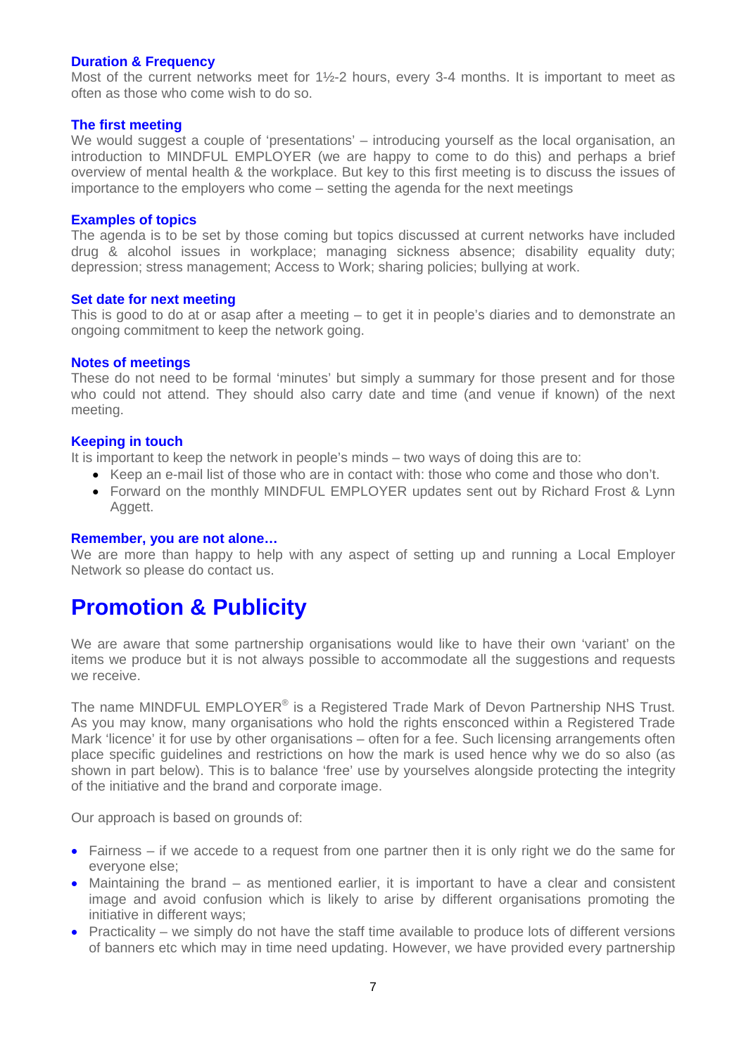### Duration & Frequency

Most of the current networks meet for 1½-2 hours, every 3-4 months. It is important to meet as often as those who come wish to do so.

### The first meeting

We would suggest a couple of 'presentations' – introducing yourself as the local organisation, an introduction to MINDFUL EMPLOYER (we are happy to come to do this) and perhaps a brief overview of mental health & the workplace. But key to this first meeting is to discuss the issues of importance to the employers who come – setting the agenda for the next meetings

### Examples of topics

The agenda is to be set by those coming but topics discussed at current networks have included drug & alcohol issues in workplace; managing sickness absence; disability equality duty; depression; stress management; Access to Work; sharing policies; bullying at work.

### Set date for next meeting

This is good to do at or asap after a meeting – to get it in people's diaries and to demonstrate an ongoing commitment to keep the network going.

### Notes of meetings

These do not need to be formal 'minutes' but simply a summary for those present and for those who could not attend. They should also carry date and time (and venue if known) of the next meeting.

### Keeping in touch

It is important to keep the network in people's minds – two ways of doing this are to:

- Keep an e-mail list of those who are in contact with: those who come and those who don't.
- Forward on the monthly MINDFUL EMPLOYER updates sent out by Richard Frost & Lynn Aggett.

### Remember, you are not alone…

We are more than happy to help with any aspect of setting up and running a Local Employer Network so please do contact us.

# Promotion & Publicity

We are aware that some partnership organisations would like to have their own 'variant' on the items we produce but it is not always possible to accommodate all the suggestions and requests we receive.

The name MINDFUL EMPLOYER® is a Registered Trade Mark of Devon Partnership NHS Trust. As you may know, many organisations who hold the rights ensconced within a Registered Trade Mark 'licence' it for use by other organisations – often for a fee. Such licensing arrangements often place specific guidelines and restrictions on how the mark is used hence why we do so also (as shown in part below). This is to balance 'free' use by yourselves alongside protecting the integrity of the initiative and the brand and corporate image.

Our approach is based on grounds of:

- Fairness – if we accede to a request from one partner then it is only right we do the same for everyone else;
- Maintaining the brand – as mentioned earlier, it is important to have a clear and consistent image and avoid confusion which is likely to arise by different organisations promoting the initiative in different ways;
- Practicality – we simply do not have the staff time available to produce lots of different versions of banners etc which may in time need updating. However, we have provided every partnership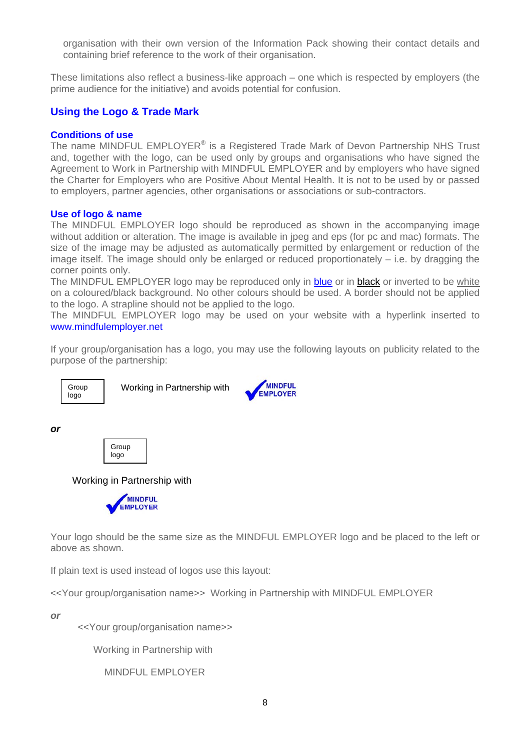organisation with their own version of the Information Pack showing their contact details and containing brief reference to the work of their organisation.

These limitations also reflect a business-like approach – one which is respected by employers (the prime audience for the initiative) and avoids potential for confusion.

## Using the Logo & Trade Mark

### Conditions of use

The name MINDFUL EMPLOYER® is a Registered Trade Mark of Devon Partnership NHS Trust and, together with the logo, can be used only by groups and organisations who have signed the Agreement to Work in Partnership with MINDFUL EMPLOYER and by employers who have signed the Charter for Employers who are Positive About Mental Health. It is not to be used by or passed to employers, partner agencies, other organisations or associations or sub-contractors.

### Use of logo & name

The MINDFUL EMPLOYER logo should be reproduced as shown in the accompanying image without addition or alteration. The image is available in jpeg and eps (for pc and mac) formats. The size of the image may be adjusted as automatically permitted by enlargement or reduction of the image itself. The image should only be enlarged or reduced proportionately – i.e. by dragging the corner points only.

The MINDFUL EMPLOYER logo may be reproduced only in blue or in black or inverted to be white on a coloured/black background. No other colours should be used. A border should not be applied to the logo. A strapline should not be applied to the logo.

The MINDFUL EMPLOYER logo may be used on your website with a hyperlink inserted to www.mindfulemployer.net

If your group/organisation has a logo, you may use the following layouts on publicity related to the purpose of the partnership:

Group logo    Working in Partnership with    MINDFUL EMPLOYER

***or***

Group logo

Working in Partnership with

MINDFUL EMPLOYER

Your logo should be the same size as the MINDFUL EMPLOYER logo and be placed to the left or above as shown.

If plain text is used instead of logos use this layout:

<<Your group/organisation name>>  Working in Partnership with MINDFUL EMPLOYER

***or***

<<Your group/organisation name>>

Working in Partnership with

MINDFUL EMPLOYER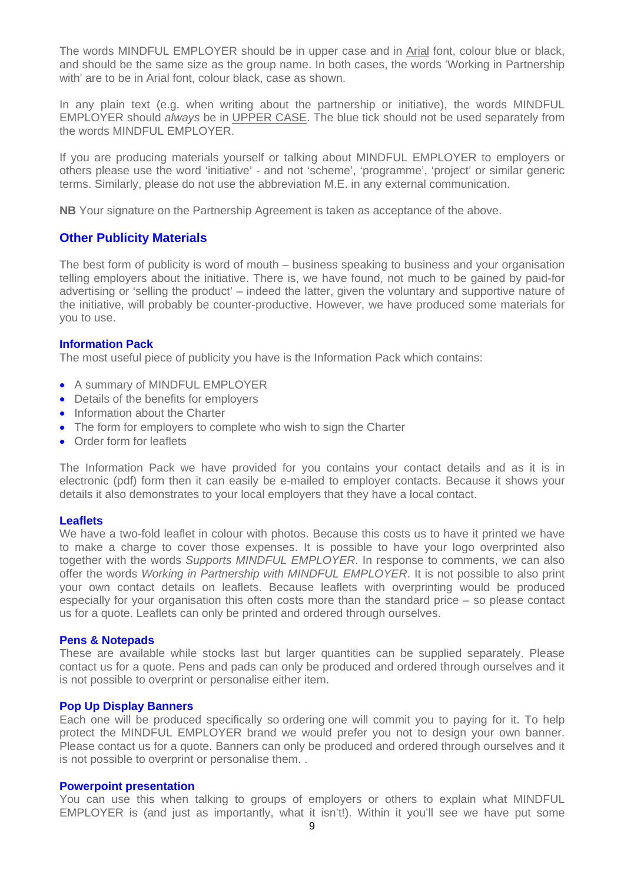The words MINDFUL EMPLOYER should be in upper case and in Arial font, colour blue or black, and should be the same size as the group name. In both cases, the words 'Working in Partnership with' are to be in Arial font, colour black, case as shown.

In any plain text (e.g. when writing about the partnership or initiative), the words MINDFUL EMPLOYER should *always* be in UPPER CASE. The blue tick should not be used separately from the words MINDFUL EMPLOYER.

If you are producing materials yourself or talking about MINDFUL EMPLOYER to employers or others please use the word 'initiative' - and not 'scheme', 'programme', 'project' or similar generic terms. Similarly, please do not use the abbreviation M.E. in any external communication.

**NB** Your signature on the Partnership Agreement is taken as acceptance of the above.

## Other Publicity Materials

The best form of publicity is word of mouth – business speaking to business and your organisation telling employers about the initiative. There is, we have found, not much to be gained by paid-for advertising or 'selling the product' – indeed the latter, given the voluntary and supportive nature of the initiative, will probably be counter-productive. However, we have produced some materials for you to use.

### Information Pack

The most useful piece of publicity you have is the Information Pack which contains:

- A summary of MINDFUL EMPLOYER
- Details of the benefits for employers
- Information about the Charter
- The form for employers to complete who wish to sign the Charter
- Order form for leaflets

The Information Pack we have provided for you contains your contact details and as it is in electronic (pdf) form then it can easily be e-mailed to employer contacts. Because it shows your details it also demonstrates to your local employers that they have a local contact.

### Leaflets

We have a two-fold leaflet in colour with photos. Because this costs us to have it printed we have to make a charge to cover those expenses. It is possible to have your logo overprinted also together with the words *Supports MINDFUL EMPLOYER*. In response to comments, we can also offer the words *Working in Partnership with MINDFUL EMPLOYER*. It is not possible to also print your own contact details on leaflets. Because leaflets with overprinting would be produced especially for your organisation this often costs more than the standard price – so please contact us for a quote. Leaflets can only be printed and ordered through ourselves.

### Pens & Notepads

These are available while stocks last but larger quantities can be supplied separately. Please contact us for a quote. Pens and pads can only be produced and ordered through ourselves and it is not possible to overprint or personalise either item.

### Pop Up Display Banners

Each one will be produced specifically so ordering one will commit you to paying for it. To help protect the MINDFUL EMPLOYER brand we would prefer you not to design your own banner. Please contact us for a quote. Banners can only be produced and ordered through ourselves and it is not possible to overprint or personalise them. .

### Powerpoint presentation

You can use this when talking to groups of employers or others to explain what MINDFUL EMPLOYER is (and just as importantly, what it isn't!). Within it you'll see we have put some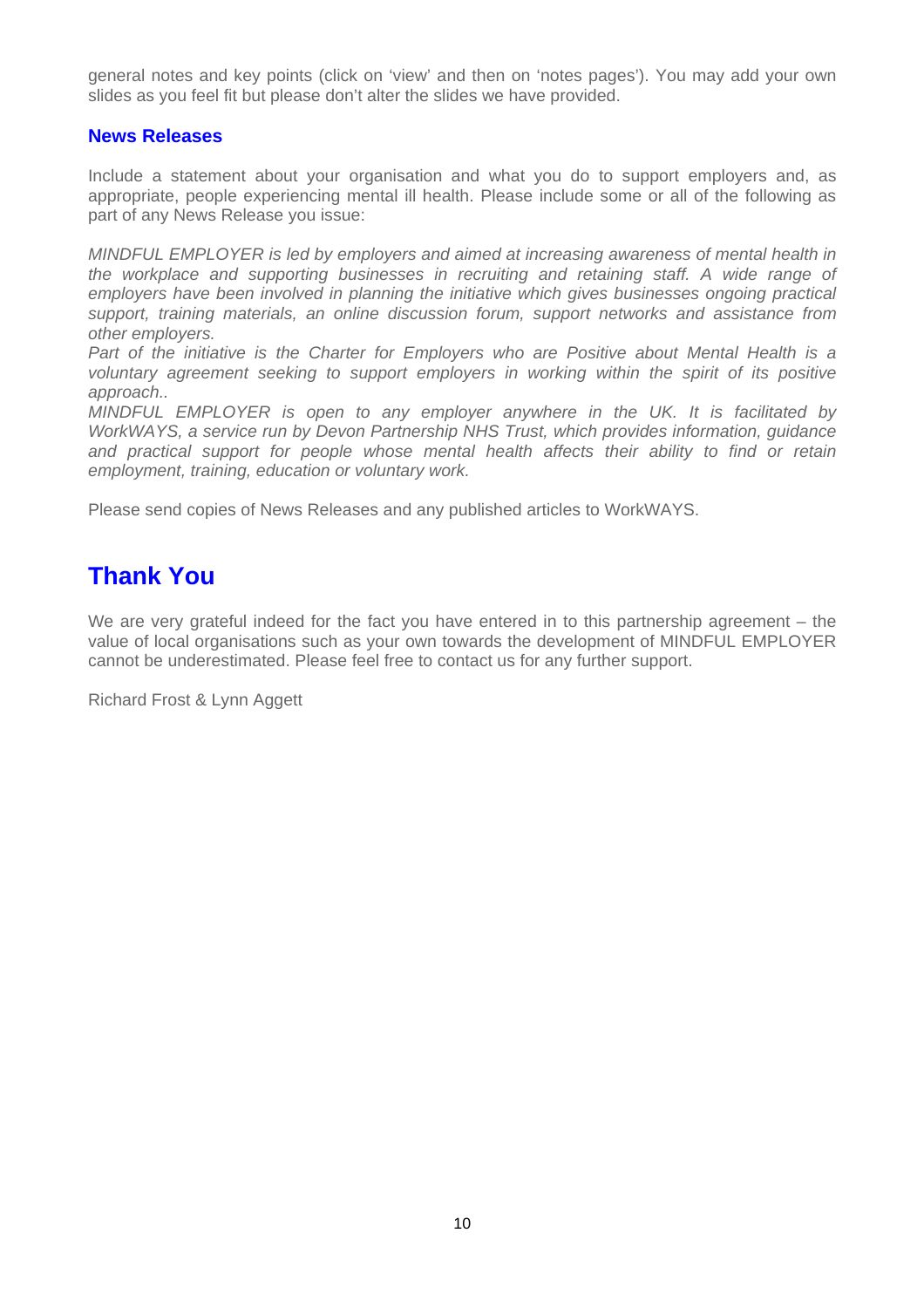general notes and key points (click on 'view' and then on 'notes pages'). You may add your own slides as you feel fit but please don't alter the slides we have provided.

### News Releases

Include a statement about your organisation and what you do to support employers and, as appropriate, people experiencing mental ill health. Please include some or all of the following as part of any News Release you issue:

*MINDFUL EMPLOYER is led by employers and aimed at increasing awareness of mental health in the workplace and supporting businesses in recruiting and retaining staff. A wide range of employers have been involved in planning the initiative which gives businesses ongoing practical support, training materials, an online discussion forum, support networks and assistance from other employers.*
*Part of the initiative is the Charter for Employers who are Positive about Mental Health is a voluntary agreement seeking to support employers in working within the spirit of its positive approach..*
*MINDFUL EMPLOYER is open to any employer anywhere in the UK. It is facilitated by WorkWAYS, a service run by Devon Partnership NHS Trust, which provides information, guidance and practical support for people whose mental health affects their ability to find or retain employment, training, education or voluntary work.*

Please send copies of News Releases and any published articles to WorkWAYS.

## Thank You

We are very grateful indeed for the fact you have entered in to this partnership agreement – the value of local organisations such as your own towards the development of MINDFUL EMPLOYER cannot be underestimated. Please feel free to contact us for any further support.

Richard Frost & Lynn Aggett